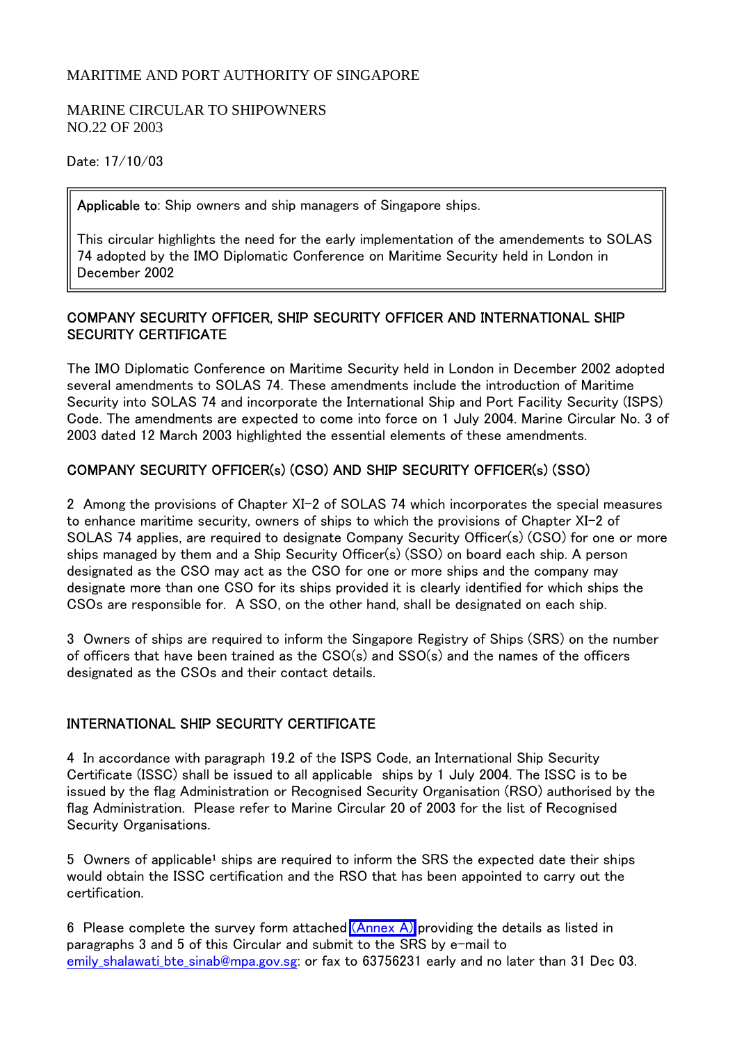MARITIME AND PORT AUTHORITY OF SINGAPORE

MARINE CIRCULAR TO SHIPOWNERS
NO.22 OF 2003

Date: 17/10/03

> **Applicable to**: Ship owners and ship managers of Singapore ships.
>
> This circular highlights the need for the early implementation of the amendements to SOLAS 74 adopted by the IMO Diplomatic Conference on Maritime Security held in London in December 2002

## COMPANY SECURITY OFFICER, SHIP SECURITY OFFICER AND INTERNATIONAL SHIP SECURITY CERTIFICATE

The IMO Diplomatic Conference on Maritime Security held in London in December 2002 adopted several amendments to SOLAS 74. These amendments include the introduction of Maritime Security into SOLAS 74 and incorporate the International Ship and Port Facility Security (ISPS) Code. The amendments are expected to come into force on 1 July 2004. Marine Circular No. 3 of 2003 dated 12 March 2003 highlighted the essential elements of these amendments.

## COMPANY SECURITY OFFICER(s) (CSO) AND SHIP SECURITY OFFICER(s) (SSO)

2 Among the provisions of Chapter XI-2 of SOLAS 74 which incorporates the special measures to enhance maritime security, owners of ships to which the provisions of Chapter XI-2 of SOLAS 74 applies, are required to designate Company Security Officer(s) (CSO) for one or more ships managed by them and a Ship Security Officer(s) (SSO) on board each ship. A person designated as the CSO may act as the CSO for one or more ships and the company may designate more than one CSO for its ships provided it is clearly identified for which ships the CSOs are responsible for. A SSO, on the other hand, shall be designated on each ship.

3 Owners of ships are required to inform the Singapore Registry of Ships (SRS) on the number of officers that have been trained as the CSO(s) and SSO(s) and the names of the officers designated as the CSOs and their contact details.

## INTERNATIONAL SHIP SECURITY CERTIFICATE

4 In accordance with paragraph 19.2 of the ISPS Code, an International Ship Security Certificate (ISSC) shall be issued to all applicable ships by 1 July 2004. The ISSC is to be issued by the flag Administration or Recognised Security Organisation (RSO) authorised by the flag Administration. Please refer to Marine Circular 20 of 2003 for the list of Recognised Security Organisations.

5 Owners of applicable[1] ships are required to inform the SRS the expected date their ships would obtain the ISSC certification and the RSO that has been appointed to carry out the certification.

6 Please complete the survey form attached (Annex A) providing the details as listed in paragraphs 3 and 5 of this Circular and submit to the SRS by e-mail to emily_shalawati_bte_sinab@mpa.gov.sg; or fax to 63756231 early and no later than 31 Dec 03.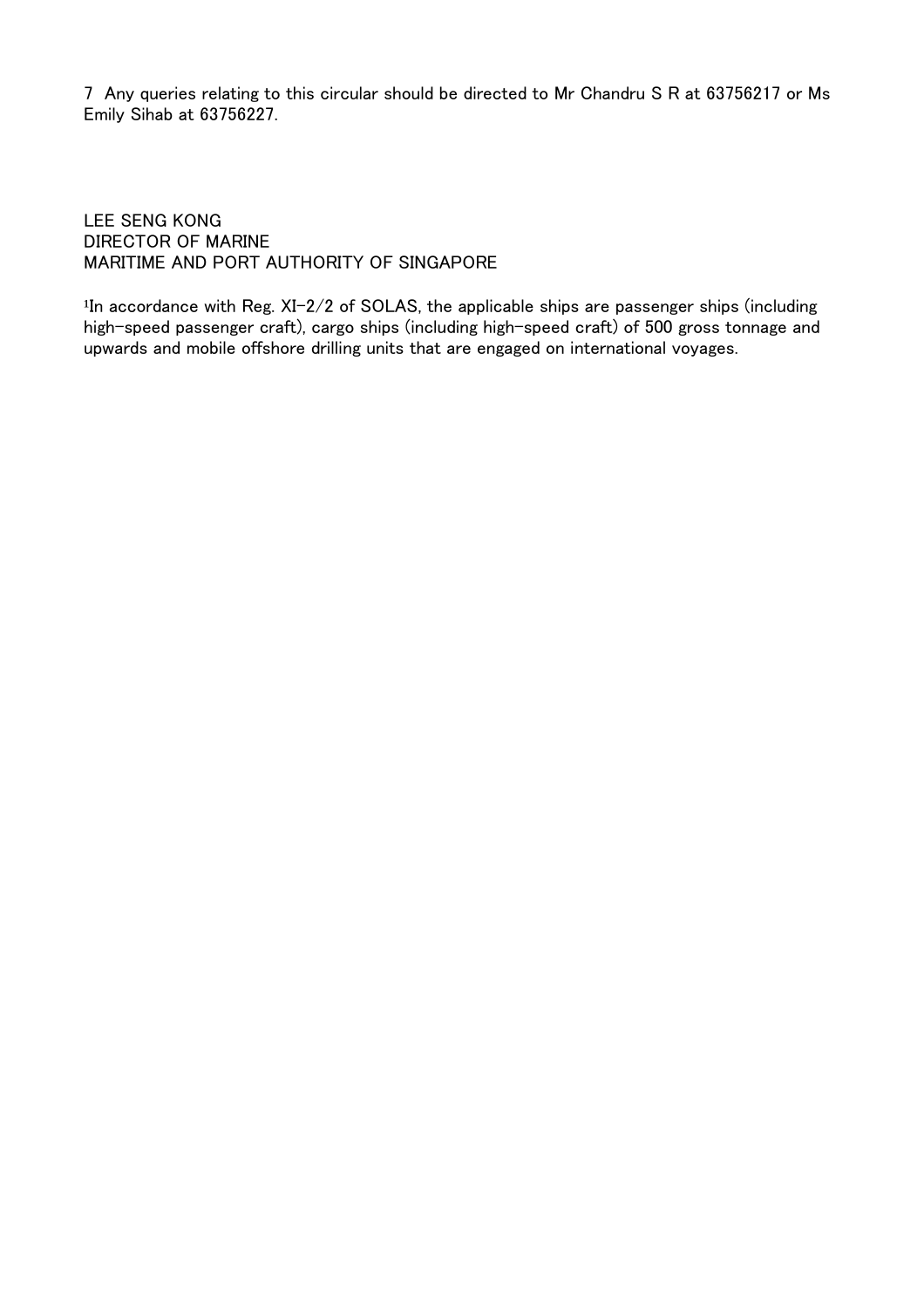7 Any queries relating to this circular should be directed to Mr Chandru S R at 63756217 or Ms Emily Sihab at 63756227.

LEE SENG KONG
DIRECTOR OF MARINE
MARITIME AND PORT AUTHORITY OF SINGAPORE

[1]In accordance with Reg. XI-2/2 of SOLAS, the applicable ships are passenger ships (including high-speed passenger craft), cargo ships (including high-speed craft) of 500 gross tonnage and upwards and mobile offshore drilling units that are engaged on international voyages.